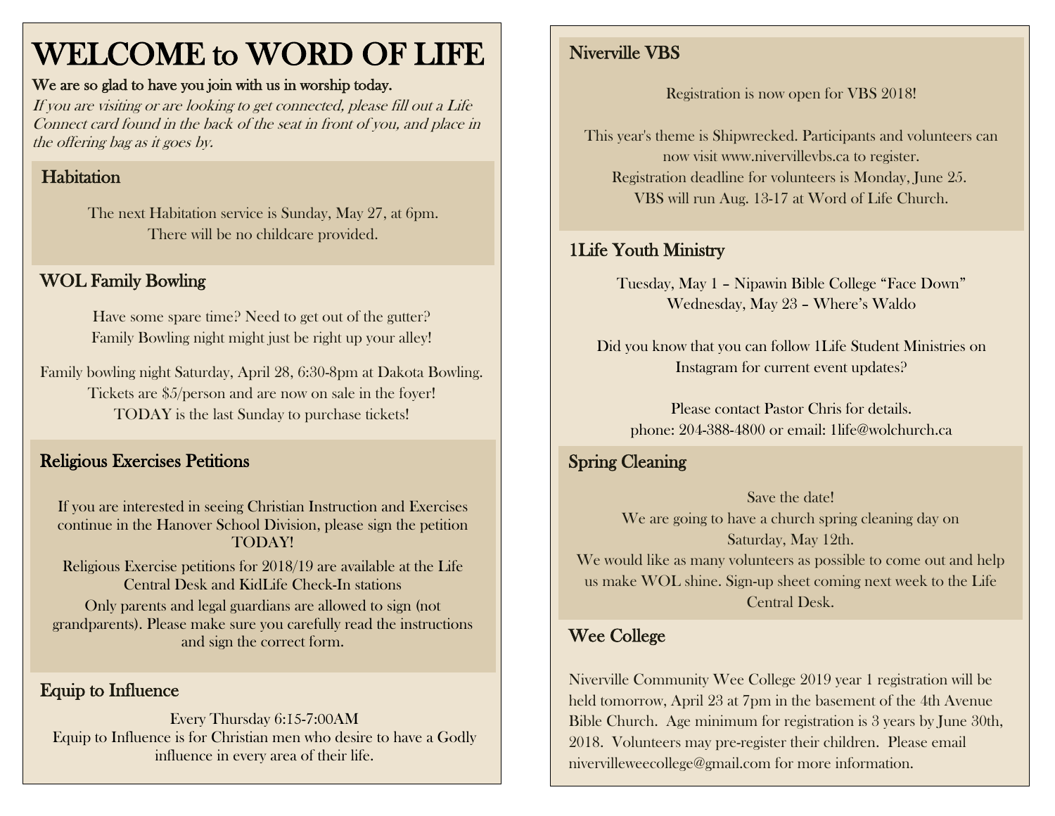# WELCOME to WORD OF LIFE

**We are so glad to have you join with us in worship today.**

*If you are visiting or are looking to get connected, please fill out a Life Connect card found in the back of the seat in front of you, and place in the offering bag as it goes by.*

## Habitation

The next Habitation service is Sunday, May 27, at 6pm.
There will be no childcare provided.

## WOL Family Bowling

Have some spare time? Need to get out of the gutter?
Family Bowling night might just be right up your alley!

Family bowling night Saturday, April 28, 6:30-8pm at Dakota Bowling.
Tickets are $5/person and are now on sale in the foyer!
TODAY is the last Sunday to purchase tickets!

## Religious Exercises Petitions

If you are interested in seeing Christian Instruction and Exercises continue in the Hanover School Division, please sign the petition TODAY!

Religious Exercise petitions for 2018/19 are available at the Life Central Desk and KidLife Check-In stations

Only parents and legal guardians are allowed to sign (not grandparents). Please make sure you carefully read the instructions and sign the correct form.

## Equip to Influence

Every Thursday 6:15-7:00AM
Equip to Influence is for Christian men who desire to have a Godly influence in every area of their life.

## Niverville VBS

Registration is now open for VBS 2018!

This year's theme is Shipwrecked. Participants and volunteers can now visit www.nivervillevbs.ca to register.
Registration deadline for volunteers is Monday, June 25.
VBS will run Aug. 13-17 at Word of Life Church.

## 1Life Youth Ministry

Tuesday, May 1 – Nipawin Bible College "Face Down"
Wednesday, May 23 – Where's Waldo

Did you know that you can follow 1Life Student Ministries on Instagram for current event updates?

Please contact Pastor Chris for details.
phone: 204-388-4800 or email: 1life@wolchurch.ca

## Spring Cleaning

Save the date!
We are going to have a church spring cleaning day on Saturday, May 12th.
We would like as many volunteers as possible to come out and help us make WOL shine. Sign-up sheet coming next week to the Life Central Desk.

## Wee College

Niverville Community Wee College 2019 year 1 registration will be held tomorrow, April 23 at 7pm in the basement of the 4th Avenue Bible Church. Age minimum for registration is 3 years by June 30th, 2018. Volunteers may pre-register their children. Please email nivervilleweecollege@gmail.com for more information.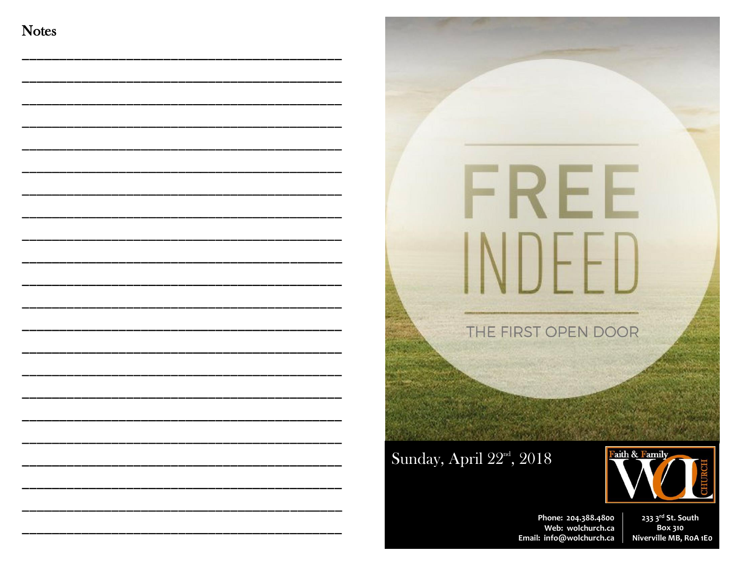## Notes

\_\_\_\_\_\_\_\_\_\_\_\_\_\_\_\_\_\_\_\_\_\_\_\_\_\_\_\_\_\_\_\_\_\_\_\_\_\_\_\_\_\_\_\_

\_\_\_\_\_\_\_\_\_\_\_\_\_\_\_\_\_\_\_\_\_\_\_\_\_\_\_\_\_\_\_\_\_\_\_\_\_\_\_\_\_\_\_\_

\_\_\_\_\_\_\_\_\_\_\_\_\_\_\_\_\_\_\_\_\_\_\_\_\_\_\_\_\_\_\_\_\_\_\_\_\_\_\_\_\_\_\_\_

\_\_\_\_\_\_\_\_\_\_\_\_\_\_\_\_\_\_\_\_\_\_\_\_\_\_\_\_\_\_\_\_\_\_\_\_\_\_\_\_\_\_\_\_

\_\_\_\_\_\_\_\_\_\_\_\_\_\_\_\_\_\_\_\_\_\_\_\_\_\_\_\_\_\_\_\_\_\_\_\_\_\_\_\_\_\_\_\_

\_\_\_\_\_\_\_\_\_\_\_\_\_\_\_\_\_\_\_\_\_\_\_\_\_\_\_\_\_\_\_\_\_\_\_\_\_\_\_\_\_\_\_\_

\_\_\_\_\_\_\_\_\_\_\_\_\_\_\_\_\_\_\_\_\_\_\_\_\_\_\_\_\_\_\_\_\_\_\_\_\_\_\_\_\_\_\_\_

\_\_\_\_\_\_\_\_\_\_\_\_\_\_\_\_\_\_\_\_\_\_\_\_\_\_\_\_\_\_\_\_\_\_\_\_\_\_\_\_\_\_\_\_

\_\_\_\_\_\_\_\_\_\_\_\_\_\_\_\_\_\_\_\_\_\_\_\_\_\_\_\_\_\_\_\_\_\_\_\_\_\_\_\_\_\_\_\_

\_\_\_\_\_\_\_\_\_\_\_\_\_\_\_\_\_\_\_\_\_\_\_\_\_\_\_\_\_\_\_\_\_\_\_\_\_\_\_\_\_\_\_\_

\_\_\_\_\_\_\_\_\_\_\_\_\_\_\_\_\_\_\_\_\_\_\_\_\_\_\_\_\_\_\_\_\_\_\_\_\_\_\_\_\_\_\_\_

\_\_\_\_\_\_\_\_\_\_\_\_\_\_\_\_\_\_\_\_\_\_\_\_\_\_\_\_\_\_\_\_\_\_\_\_\_\_\_\_\_\_\_\_

\_\_\_\_\_\_\_\_\_\_\_\_\_\_\_\_\_\_\_\_\_\_\_\_\_\_\_\_\_\_\_\_\_\_\_\_\_\_\_\_\_\_\_\_

\_\_\_\_\_\_\_\_\_\_\_\_\_\_\_\_\_\_\_\_\_\_\_\_\_\_\_\_\_\_\_\_\_\_\_\_\_\_\_\_\_\_\_\_

\_\_\_\_\_\_\_\_\_\_\_\_\_\_\_\_\_\_\_\_\_\_\_\_\_\_\_\_\_\_\_\_\_\_\_\_\_\_\_\_\_\_\_\_

\_\_\_\_\_\_\_\_\_\_\_\_\_\_\_\_\_\_\_\_\_\_\_\_\_\_\_\_\_\_\_\_\_\_\_\_\_\_\_\_\_\_\_\_

\_\_\_\_\_\_\_\_\_\_\_\_\_\_\_\_\_\_\_\_\_\_\_\_\_\_\_\_\_\_\_\_\_\_\_\_\_\_\_\_\_\_\_\_

\_\_\_\_\_\_\_\_\_\_\_\_\_\_\_\_\_\_\_\_\_\_\_\_\_\_\_\_\_\_\_\_\_\_\_\_\_\_\_\_\_\_\_\_

\_\_\_\_\_\_\_\_\_\_\_\_\_\_\_\_\_\_\_\_\_\_\_\_\_\_\_\_\_\_\_\_\_\_\_\_\_\_\_\_\_\_\_\_

\_\_\_\_\_\_\_\_\_\_\_\_\_\_\_\_\_\_\_\_\_\_\_\_\_\_\_\_\_\_\_\_\_\_\_\_\_\_\_\_\_\_\_\_

\_\_\_\_\_\_\_\_\_\_\_\_\_\_\_\_\_\_\_\_\_\_\_\_\_\_\_\_\_\_\_\_\_\_\_\_\_\_\_\_\_\_\_\_

\_\_\_\_\_\_\_\_\_\_\_\_\_\_\_\_\_\_\_\_\_\_\_\_\_\_\_\_\_\_\_\_\_\_\_\_\_\_\_\_\_\_\_\_

# FREE INDEED

THE FIRST OPEN DOOR

Sunday, April 22nd, 2018

Faith & Family WOL CHURCH

Phone: 204.388.4800
Web: wolchurch.ca
Email: info@wolchurch.ca

233 3rd St. South
Box 310
Niverville MB, R0A 1E0